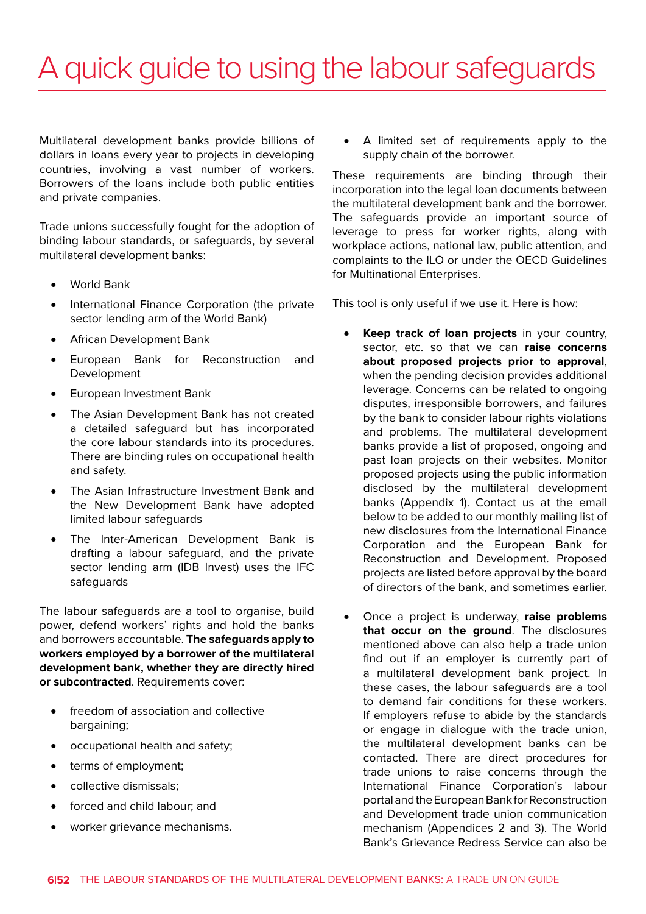# A quick guide to using the labour safeguards

Multilateral development banks provide billions of dollars in loans every year to projects in developing countries, involving a vast number of workers. Borrowers of the loans include both public entities and private companies.

Trade unions successfully fought for the adoption of binding labour standards, or safeguards, by several multilateral development banks:

- World Bank
- International Finance Corporation (the private sector lending arm of the World Bank)
- African Development Bank
- European Bank for Reconstruction and Development
- European Investment Bank
- The Asian Development Bank has not created a detailed safeguard but has incorporated the core labour standards into its procedures. There are binding rules on occupational health and safety.
- The Asian Infrastructure Investment Bank and the New Development Bank have adopted limited labour safeguards
- The Inter-American Development Bank is drafting a labour safeguard, and the private sector lending arm (IDB Invest) uses the IFC safeguards

The labour safeguards are a tool to organise, build power, defend workers' rights and hold the banks and borrowers accountable. **The safeguards apply to workers employed by a borrower of the multilateral development bank, whether they are directly hired or subcontracted**. Requirements cover:

- freedom of association and collective bargaining;
- occupational health and safety;
- terms of employment;
- collective dismissals;
- forced and child labour; and
- worker grievance mechanisms.
- A limited set of requirements apply to the supply chain of the borrower.

These requirements are binding through their incorporation into the legal loan documents between the multilateral development bank and the borrower. The safeguards provide an important source of leverage to press for worker rights, along with workplace actions, national law, public attention, and complaints to the ILO or under the OECD Guidelines for Multinational Enterprises.

This tool is only useful if we use it. Here is how:

- **Keep track of loan projects** in your country, sector, etc. so that we can **raise concerns about proposed projects prior to approval**, when the pending decision provides additional leverage. Concerns can be related to ongoing disputes, irresponsible borrowers, and failures by the bank to consider labour rights violations and problems. The multilateral development banks provide a list of proposed, ongoing and past loan projects on their websites. Monitor proposed projects using the public information disclosed by the multilateral development banks (Appendix 1). Contact us at the email below to be added to our monthly mailing list of new disclosures from the International Finance Corporation and the European Bank for Reconstruction and Development. Proposed projects are listed before approval by the board of directors of the bank, and sometimes earlier.

- Once a project is underway, **raise problems that occur on the ground**. The disclosures mentioned above can also help a trade union find out if an employer is currently part of a multilateral development bank project. In these cases, the labour safeguards are a tool to demand fair conditions for these workers. If employers refuse to abide by the standards or engage in dialogue with the trade union, the multilateral development banks can be contacted. There are direct procedures for trade unions to raise concerns through the International Finance Corporation's labour portal and the European Bank for Reconstruction and Development trade union communication mechanism (Appendices 2 and 3). The World Bank's Grievance Redress Service can also be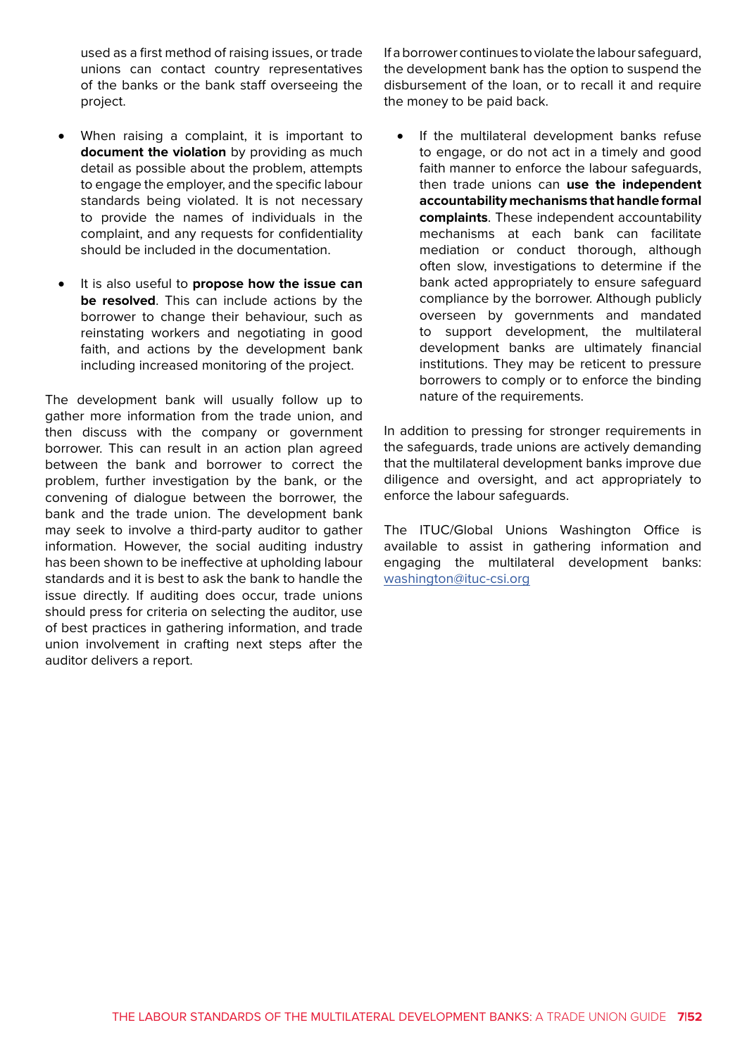used as a first method of raising issues, or trade unions can contact country representatives of the banks or the bank staff overseeing the project.

- When raising a complaint, it is important to **document the violation** by providing as much detail as possible about the problem, attempts to engage the employer, and the specific labour standards being violated. It is not necessary to provide the names of individuals in the complaint, and any requests for confidentiality should be included in the documentation.

- It is also useful to **propose how the issue can be resolved**. This can include actions by the borrower to change their behaviour, such as reinstating workers and negotiating in good faith, and actions by the development bank including increased monitoring of the project.

The development bank will usually follow up to gather more information from the trade union, and then discuss with the company or government borrower. This can result in an action plan agreed between the bank and borrower to correct the problem, further investigation by the bank, or the convening of dialogue between the borrower, the bank and the trade union. The development bank may seek to involve a third-party auditor to gather information. However, the social auditing industry has been shown to be ineffective at upholding labour standards and it is best to ask the bank to handle the issue directly. If auditing does occur, trade unions should press for criteria on selecting the auditor, use of best practices in gathering information, and trade union involvement in crafting next steps after the auditor delivers a report.

If a borrower continues to violate the labour safeguard, the development bank has the option to suspend the disbursement of the loan, or to recall it and require the money to be paid back.

- If the multilateral development banks refuse to engage, or do not act in a timely and good faith manner to enforce the labour safeguards, then trade unions can **use the independent accountability mechanisms that handle formal complaints**. These independent accountability mechanisms at each bank can facilitate mediation or conduct thorough, although often slow, investigations to determine if the bank acted appropriately to ensure safeguard compliance by the borrower. Although publicly overseen by governments and mandated to support development, the multilateral development banks are ultimately financial institutions. They may be reticent to pressure borrowers to comply or to enforce the binding nature of the requirements.

In addition to pressing for stronger requirements in the safeguards, trade unions are actively demanding that the multilateral development banks improve due diligence and oversight, and act appropriately to enforce the labour safeguards.

The ITUC/Global Unions Washington Office is available to assist in gathering information and engaging the multilateral development banks: washington@ituc-csi.org